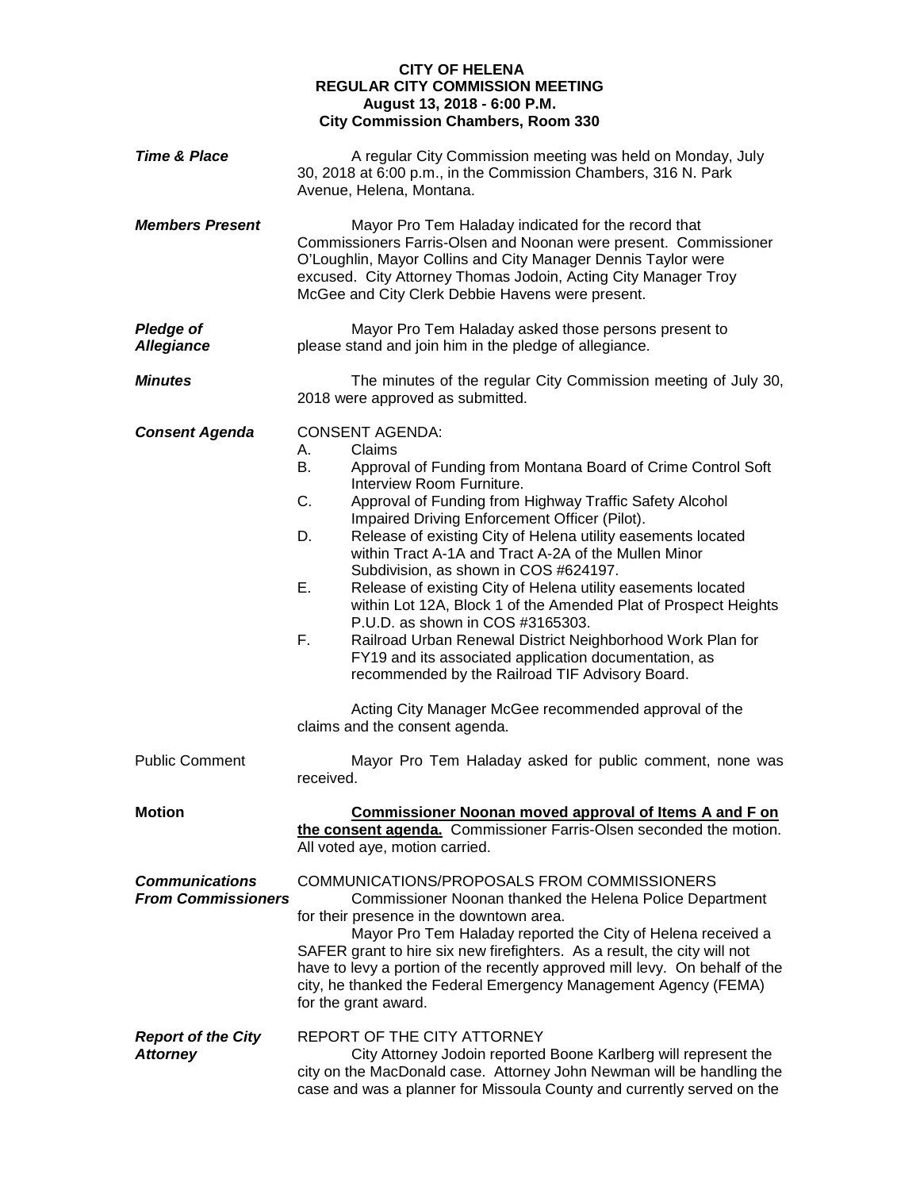**CITY OF HELENA**
**REGULAR CITY COMMISSION MEETING**
**August 13, 2018 - 6:00 P.M.**
**City Commission Chambers, Room 330**

***Time & Place***

A regular City Commission meeting was held on Monday, July 30, 2018 at 6:00 p.m., in the Commission Chambers, 316 N. Park Avenue, Helena, Montana.

***Members Present***

Mayor Pro Tem Haladay indicated for the record that Commissioners Farris-Olsen and Noonan were present. Commissioner O'Loughlin, Mayor Collins and City Manager Dennis Taylor were excused. City Attorney Thomas Jodoin, Acting City Manager Troy McGee and City Clerk Debbie Havens were present.

***Pledge of Allegiance***

Mayor Pro Tem Haladay asked those persons present to please stand and join him in the pledge of allegiance.

***Minutes***

The minutes of the regular City Commission meeting of July 30, 2018 were approved as submitted.

***Consent Agenda***

CONSENT AGENDA:

A. Claims
B. Approval of Funding from Montana Board of Crime Control Soft Interview Room Furniture.
C. Approval of Funding from Highway Traffic Safety Alcohol Impaired Driving Enforcement Officer (Pilot).
D. Release of existing City of Helena utility easements located within Tract A-1A and Tract A-2A of the Mullen Minor Subdivision, as shown in COS #624197.
E. Release of existing City of Helena utility easements located within Lot 12A, Block 1 of the Amended Plat of Prospect Heights P.U.D. as shown in COS #3165303.
F. Railroad Urban Renewal District Neighborhood Work Plan for FY19 and its associated application documentation, as recommended by the Railroad TIF Advisory Board.

Acting City Manager McGee recommended approval of the claims and the consent agenda.

Public Comment

Mayor Pro Tem Haladay asked for public comment, none was received.

**Motion**

**Commissioner Noonan moved approval of Items A and F on the consent agenda.** Commissioner Farris-Olsen seconded the motion. All voted aye, motion carried.

***Communications From Commissioners***

COMMUNICATIONS/PROPOSALS FROM COMMISSIONERS

Commissioner Noonan thanked the Helena Police Department for their presence in the downtown area.

Mayor Pro Tem Haladay reported the City of Helena received a SAFER grant to hire six new firefighters. As a result, the city will not have to levy a portion of the recently approved mill levy. On behalf of the city, he thanked the Federal Emergency Management Agency (FEMA) for the grant award.

***Report of the City Attorney***

REPORT OF THE CITY ATTORNEY

City Attorney Jodoin reported Boone Karlberg will represent the city on the MacDonald case. Attorney John Newman will be handling the case and was a planner for Missoula County and currently served on the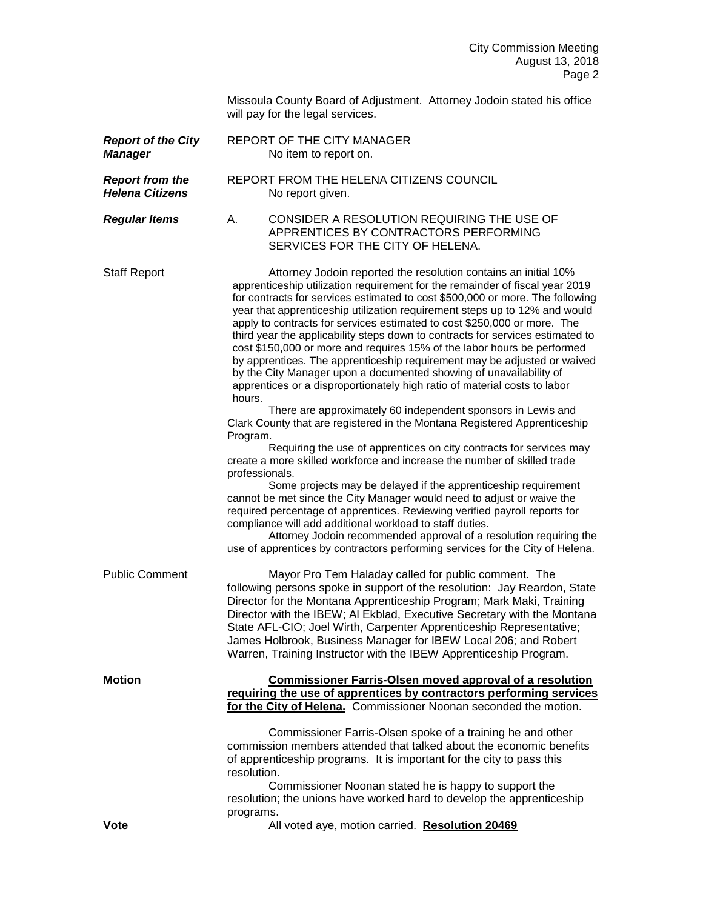Missoula County Board of Adjustment. Attorney Jodoin stated his office will pay for the legal services.

***Report of the City Manager***

REPORT OF THE CITY MANAGER

No item to report on.

***Report from the Helena Citizens***

REPORT FROM THE HELENA CITIZENS COUNCIL

No report given.

***Regular Items***

A. CONSIDER A RESOLUTION REQUIRING THE USE OF APPRENTICES BY CONTRACTORS PERFORMING SERVICES FOR THE CITY OF HELENA.

Staff Report

Attorney Jodoin reported the resolution contains an initial 10% apprenticeship utilization requirement for the remainder of fiscal year 2019 for contracts for services estimated to cost $500,000 or more. The following year that apprenticeship utilization requirement steps up to 12% and would apply to contracts for services estimated to cost $250,000 or more. The third year the applicability steps down to contracts for services estimated to cost $150,000 or more and requires 15% of the labor hours be performed by apprentices. The apprenticeship requirement may be adjusted or waived by the City Manager upon a documented showing of unavailability of apprentices or a disproportionately high ratio of material costs to labor hours.

There are approximately 60 independent sponsors in Lewis and Clark County that are registered in the Montana Registered Apprenticeship Program.

Requiring the use of apprentices on city contracts for services may create a more skilled workforce and increase the number of skilled trade professionals.

Some projects may be delayed if the apprenticeship requirement cannot be met since the City Manager would need to adjust or waive the required percentage of apprentices. Reviewing verified payroll reports for compliance will add additional workload to staff duties.

Attorney Jodoin recommended approval of a resolution requiring the use of apprentices by contractors performing services for the City of Helena.

Public Comment

Mayor Pro Tem Haladay called for public comment. The following persons spoke in support of the resolution: Jay Reardon, State Director for the Montana Apprenticeship Program; Mark Maki, Training Director with the IBEW; Al Ekblad, Executive Secretary with the Montana State AFL-CIO; Joel Wirth, Carpenter Apprenticeship Representative; James Holbrook, Business Manager for IBEW Local 206; and Robert Warren, Training Instructor with the IBEW Apprenticeship Program.

**Motion**

**<u>Commissioner Farris-Olsen moved approval of a resolution requiring the use of apprentices by contractors performing services for the City of Helena.</u>** Commissioner Noonan seconded the motion.

Commissioner Farris-Olsen spoke of a training he and other commission members attended that talked about the economic benefits of apprenticeship programs. It is important for the city to pass this resolution.

Commissioner Noonan stated he is happy to support the resolution; the unions have worked hard to develop the apprenticeship programs.

**Vote**

All voted aye, motion carried. **<u>Resolution 20469</u>**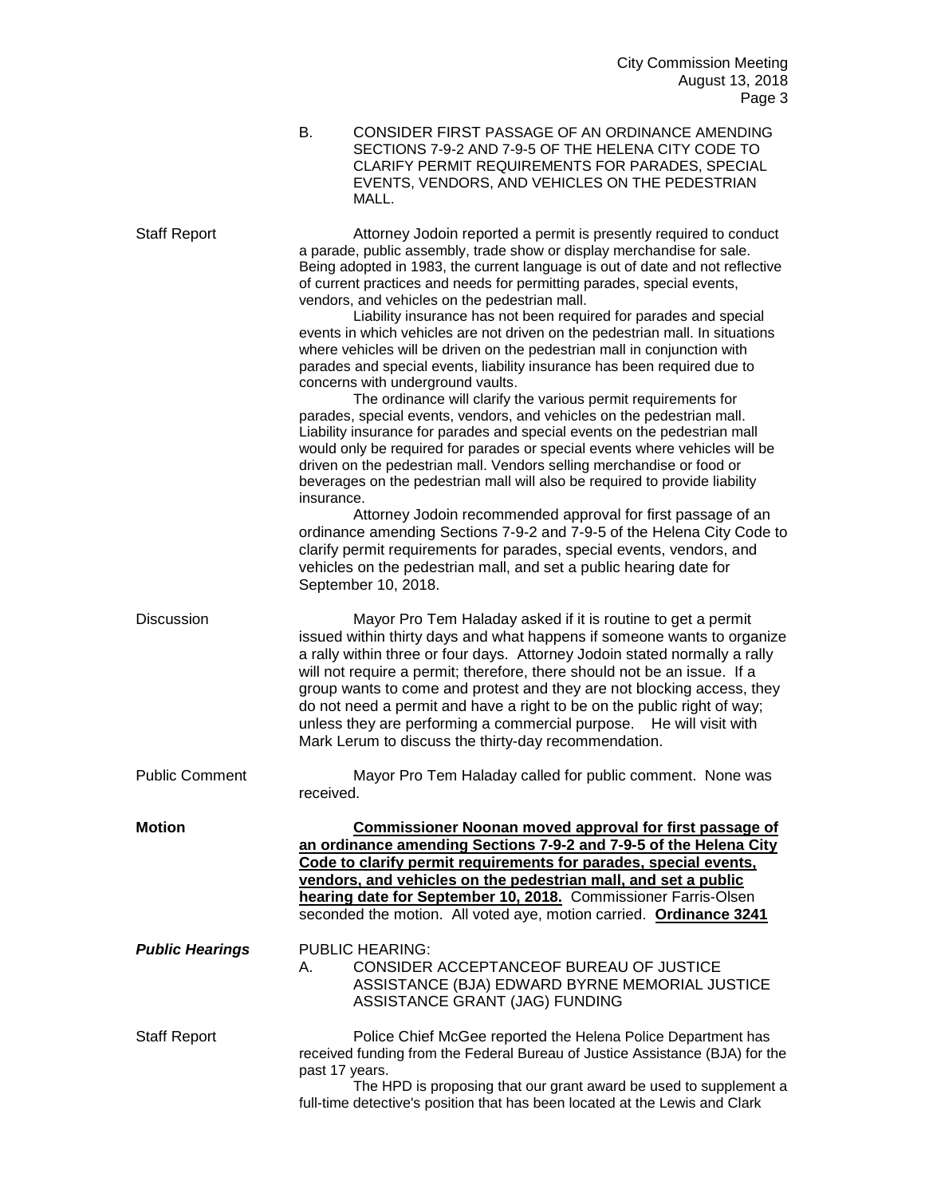B. CONSIDER FIRST PASSAGE OF AN ORDINANCE AMENDING SECTIONS 7-9-2 AND 7-9-5 OF THE HELENA CITY CODE TO CLARIFY PERMIT REQUIREMENTS FOR PARADES, SPECIAL EVENTS, VENDORS, AND VEHICLES ON THE PEDESTRIAN MALL.

Staff Report

Attorney Jodoin reported a permit is presently required to conduct a parade, public assembly, trade show or display merchandise for sale. Being adopted in 1983, the current language is out of date and not reflective of current practices and needs for permitting parades, special events, vendors, and vehicles on the pedestrian mall.

Liability insurance has not been required for parades and special events in which vehicles are not driven on the pedestrian mall. In situations where vehicles will be driven on the pedestrian mall in conjunction with parades and special events, liability insurance has been required due to concerns with underground vaults.

The ordinance will clarify the various permit requirements for parades, special events, vendors, and vehicles on the pedestrian mall. Liability insurance for parades and special events on the pedestrian mall would only be required for parades or special events where vehicles will be driven on the pedestrian mall. Vendors selling merchandise or food or beverages on the pedestrian mall will also be required to provide liability insurance.

Attorney Jodoin recommended approval for first passage of an ordinance amending Sections 7-9-2 and 7-9-5 of the Helena City Code to clarify permit requirements for parades, special events, vendors, and vehicles on the pedestrian mall, and set a public hearing date for September 10, 2018.

Discussion

Mayor Pro Tem Haladay asked if it is routine to get a permit issued within thirty days and what happens if someone wants to organize a rally within three or four days. Attorney Jodoin stated normally a rally will not require a permit; therefore, there should not be an issue. If a group wants to come and protest and they are not blocking access, they do not need a permit and have a right to be on the public right of way; unless they are performing a commercial purpose. He will visit with Mark Lerum to discuss the thirty-day recommendation.

Public Comment

Mayor Pro Tem Haladay called for public comment. None was received.

**Motion**

**Commissioner Noonan moved approval for first passage of an ordinance amending Sections 7-9-2 and 7-9-5 of the Helena City Code to clarify permit requirements for parades, special events, vendors, and vehicles on the pedestrian mall, and set a public hearing date for September 10, 2018.** Commissioner Farris-Olsen seconded the motion. All voted aye, motion carried. **Ordinance 3241**

***Public Hearings***

PUBLIC HEARING:

A. CONSIDER ACCEPTANCEOF BUREAU OF JUSTICE ASSISTANCE (BJA) EDWARD BYRNE MEMORIAL JUSTICE ASSISTANCE GRANT (JAG) FUNDING

Staff Report

Police Chief McGee reported the Helena Police Department has received funding from the Federal Bureau of Justice Assistance (BJA) for the past 17 years.

The HPD is proposing that our grant award be used to supplement a full-time detective's position that has been located at the Lewis and Clark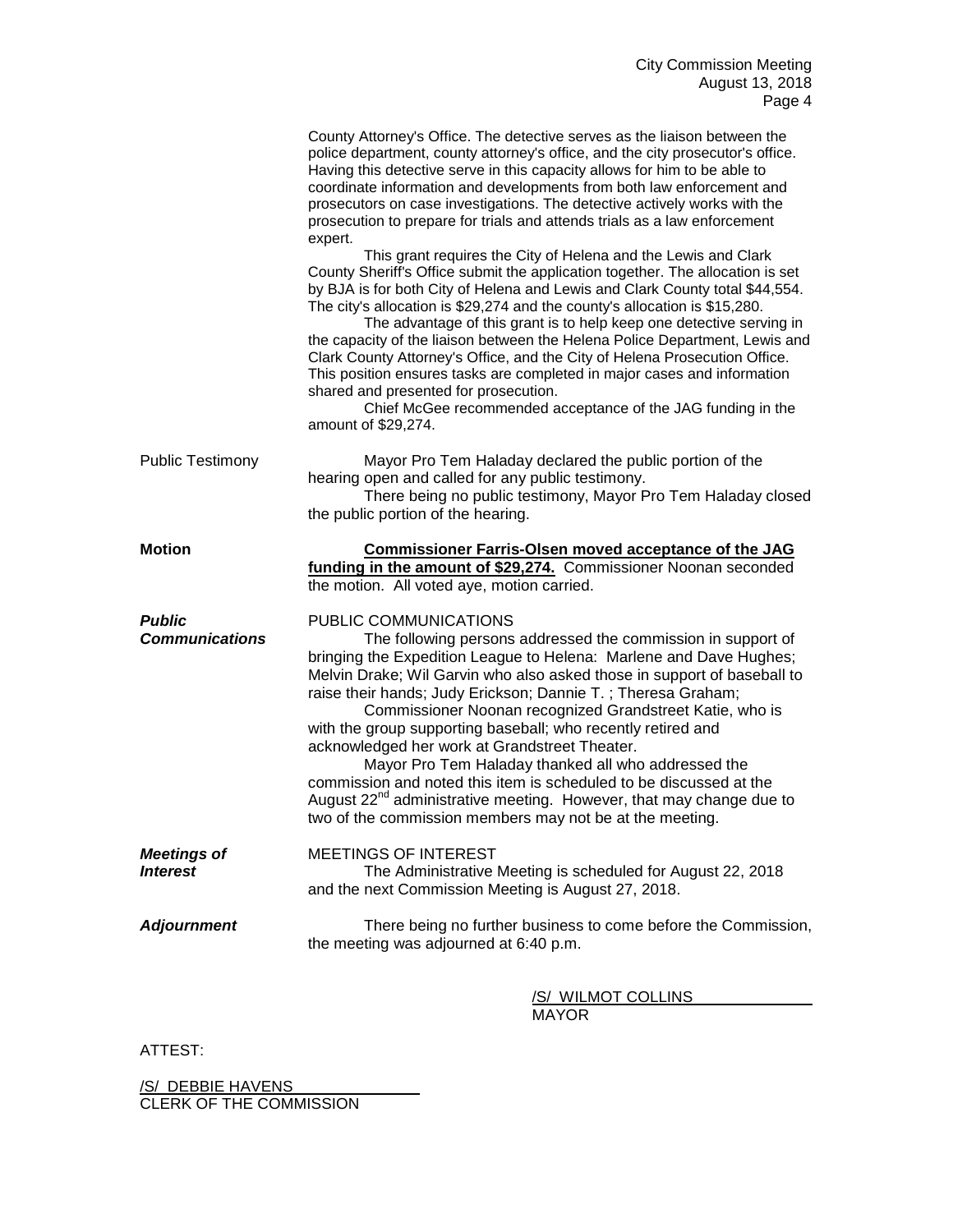County Attorney's Office. The detective serves as the liaison between the police department, county attorney's office, and the city prosecutor's office. Having this detective serve in this capacity allows for him to be able to coordinate information and developments from both law enforcement and prosecutors on case investigations. The detective actively works with the prosecution to prepare for trials and attends trials as a law enforcement expert.

This grant requires the City of Helena and the Lewis and Clark County Sheriff's Office submit the application together. The allocation is set by BJA is for both City of Helena and Lewis and Clark County total $44,554. The city's allocation is $29,274 and the county's allocation is $15,280.

The advantage of this grant is to help keep one detective serving in the capacity of the liaison between the Helena Police Department, Lewis and Clark County Attorney's Office, and the City of Helena Prosecution Office. This position ensures tasks are completed in major cases and information shared and presented for prosecution.

Chief McGee recommended acceptance of the JAG funding in the amount of $29,274.

Public Testimony

Mayor Pro Tem Haladay declared the public portion of the hearing open and called for any public testimony.

There being no public testimony, Mayor Pro Tem Haladay closed the public portion of the hearing.

**Motion**

**Commissioner Farris-Olsen moved acceptance of the JAG funding in the amount of $29,274.** Commissioner Noonan seconded the motion. All voted aye, motion carried.

***Public Communications***

PUBLIC COMMUNICATIONS

The following persons addressed the commission in support of bringing the Expedition League to Helena: Marlene and Dave Hughes; Melvin Drake; Wil Garvin who also asked those in support of baseball to raise their hands; Judy Erickson; Dannie T. ; Theresa Graham;

Commissioner Noonan recognized Grandstreet Katie, who is with the group supporting baseball; who recently retired and acknowledged her work at Grandstreet Theater.

Mayor Pro Tem Haladay thanked all who addressed the commission and noted this item is scheduled to be discussed at the August 22nd administrative meeting. However, that may change due to two of the commission members may not be at the meeting.

***Meetings of Interest***

MEETINGS OF INTEREST

The Administrative Meeting is scheduled for August 22, 2018 and the next Commission Meeting is August 27, 2018.

***Adjournment***

There being no further business to come before the Commission, the meeting was adjourned at 6:40 p.m.

/S/ WILMOT COLLINS
MAYOR

ATTEST:

/S/ DEBBIE HAVENS
CLERK OF THE COMMISSION